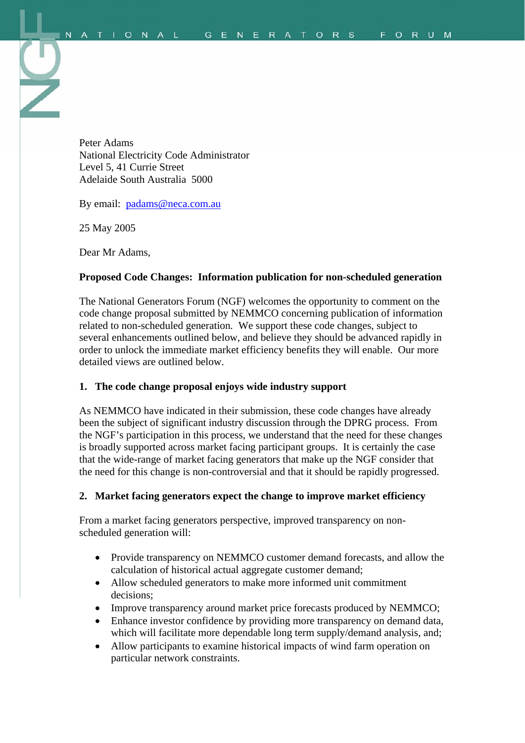NATIONAL GENERATORS FORUM

Peter Adams
National Electricity Code Administrator
Level 5, 41 Currie Street
Adelaide South Australia 5000

By email: padams@neca.com.au

25 May 2005

Dear Mr Adams,

**Proposed Code Changes: Information publication for non-scheduled generation**

The National Generators Forum (NGF) welcomes the opportunity to comment on the code change proposal submitted by NEMMCO concerning publication of information related to non-scheduled generation. We support these code changes, subject to several enhancements outlined below, and believe they should be advanced rapidly in order to unlock the immediate market efficiency benefits they will enable. Our more detailed views are outlined below.

**1. The code change proposal enjoys wide industry support**

As NEMMCO have indicated in their submission, these code changes have already been the subject of significant industry discussion through the DPRG process. From the NGF's participation in this process, we understand that the need for these changes is broadly supported across market facing participant groups. It is certainly the case that the wide-range of market facing generators that make up the NGF consider that the need for this change is non-controversial and that it should be rapidly progressed.

**2. Market facing generators expect the change to improve market efficiency**

From a market facing generators perspective, improved transparency on non-scheduled generation will:

- Provide transparency on NEMMCO customer demand forecasts, and allow the calculation of historical actual aggregate customer demand;
- Allow scheduled generators to make more informed unit commitment decisions;
- Improve transparency around market price forecasts produced by NEMMCO;
- Enhance investor confidence by providing more transparency on demand data, which will facilitate more dependable long term supply/demand analysis, and;
- Allow participants to examine historical impacts of wind farm operation on particular network constraints.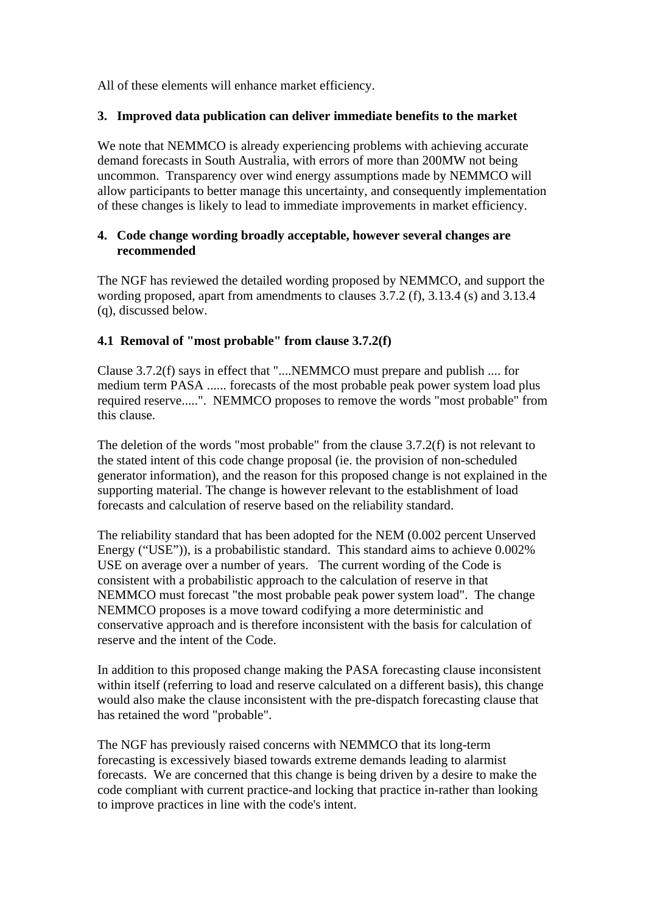All of these elements will enhance market efficiency.

## 3. Improved data publication can deliver immediate benefits to the market

We note that NEMMCO is already experiencing problems with achieving accurate demand forecasts in South Australia, with errors of more than 200MW not being uncommon. Transparency over wind energy assumptions made by NEMMCO will allow participants to better manage this uncertainty, and consequently implementation of these changes is likely to lead to immediate improvements in market efficiency.

## 4. Code change wording broadly acceptable, however several changes are recommended

The NGF has reviewed the detailed wording proposed by NEMMCO, and support the wording proposed, apart from amendments to clauses 3.7.2 (f), 3.13.4 (s) and 3.13.4 (q), discussed below.

### 4.1 Removal of "most probable" from clause 3.7.2(f)

Clause 3.7.2(f) says in effect that "....NEMMCO must prepare and publish .... for medium term PASA ...... forecasts of the most probable peak power system load plus required reserve.....". NEMMCO proposes to remove the words "most probable" from this clause.

The deletion of the words "most probable" from the clause 3.7.2(f) is not relevant to the stated intent of this code change proposal (ie. the provision of non-scheduled generator information), and the reason for this proposed change is not explained in the supporting material. The change is however relevant to the establishment of load forecasts and calculation of reserve based on the reliability standard.

The reliability standard that has been adopted for the NEM (0.002 percent Unserved Energy ("USE")), is a probabilistic standard. This standard aims to achieve 0.002% USE on average over a number of years. The current wording of the Code is consistent with a probabilistic approach to the calculation of reserve in that NEMMCO must forecast "the most probable peak power system load". The change NEMMCO proposes is a move toward codifying a more deterministic and conservative approach and is therefore inconsistent with the basis for calculation of reserve and the intent of the Code.

In addition to this proposed change making the PASA forecasting clause inconsistent within itself (referring to load and reserve calculated on a different basis), this change would also make the clause inconsistent with the pre-dispatch forecasting clause that has retained the word "probable".

The NGF has previously raised concerns with NEMMCO that its long-term forecasting is excessively biased towards extreme demands leading to alarmist forecasts. We are concerned that this change is being driven by a desire to make the code compliant with current practice-and locking that practice in-rather than looking to improve practices in line with the code's intent.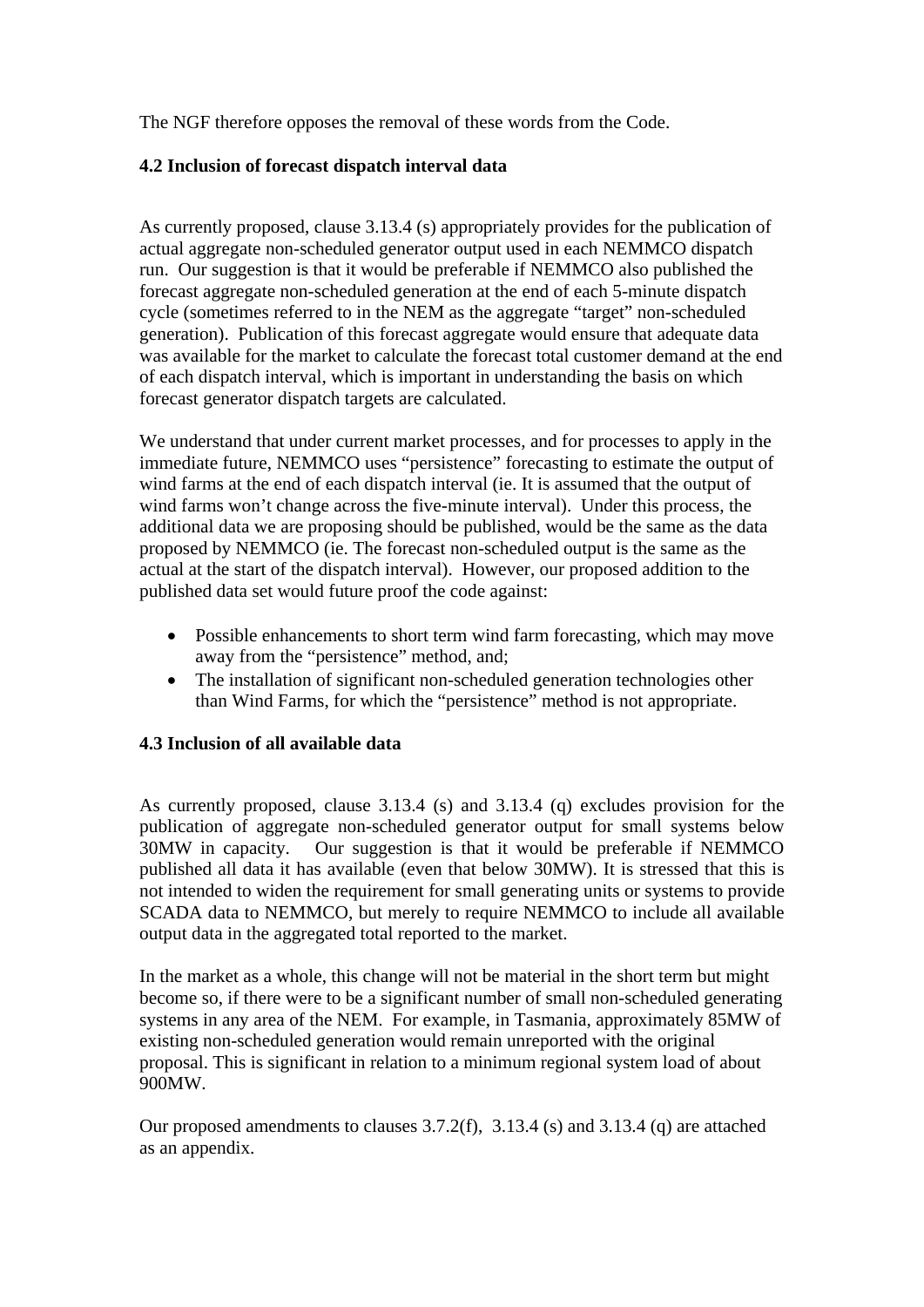The NGF therefore opposes the removal of these words from the Code.

**4.2 Inclusion of forecast dispatch interval data**

As currently proposed, clause 3.13.4 (s) appropriately provides for the publication of actual aggregate non-scheduled generator output used in each NEMMCO dispatch run. Our suggestion is that it would be preferable if NEMMCO also published the forecast aggregate non-scheduled generation at the end of each 5-minute dispatch cycle (sometimes referred to in the NEM as the aggregate "target" non-scheduled generation). Publication of this forecast aggregate would ensure that adequate data was available for the market to calculate the forecast total customer demand at the end of each dispatch interval, which is important in understanding the basis on which forecast generator dispatch targets are calculated.

We understand that under current market processes, and for processes to apply in the immediate future, NEMMCO uses "persistence" forecasting to estimate the output of wind farms at the end of each dispatch interval (ie. It is assumed that the output of wind farms won't change across the five-minute interval). Under this process, the additional data we are proposing should be published, would be the same as the data proposed by NEMMCO (ie. The forecast non-scheduled output is the same as the actual at the start of the dispatch interval). However, our proposed addition to the published data set would future proof the code against:

- Possible enhancements to short term wind farm forecasting, which may move away from the "persistence" method, and;
- The installation of significant non-scheduled generation technologies other than Wind Farms, for which the "persistence" method is not appropriate.

**4.3 Inclusion of all available data**

As currently proposed, clause 3.13.4 (s) and 3.13.4 (q) excludes provision for the publication of aggregate non-scheduled generator output for small systems below 30MW in capacity. Our suggestion is that it would be preferable if NEMMCO published all data it has available (even that below 30MW). It is stressed that this is not intended to widen the requirement for small generating units or systems to provide SCADA data to NEMMCO, but merely to require NEMMCO to include all available output data in the aggregated total reported to the market.

In the market as a whole, this change will not be material in the short term but might become so, if there were to be a significant number of small non-scheduled generating systems in any area of the NEM. For example, in Tasmania, approximately 85MW of existing non-scheduled generation would remain unreported with the original proposal. This is significant in relation to a minimum regional system load of about 900MW.

Our proposed amendments to clauses 3.7.2(f), 3.13.4 (s) and 3.13.4 (q) are attached as an appendix.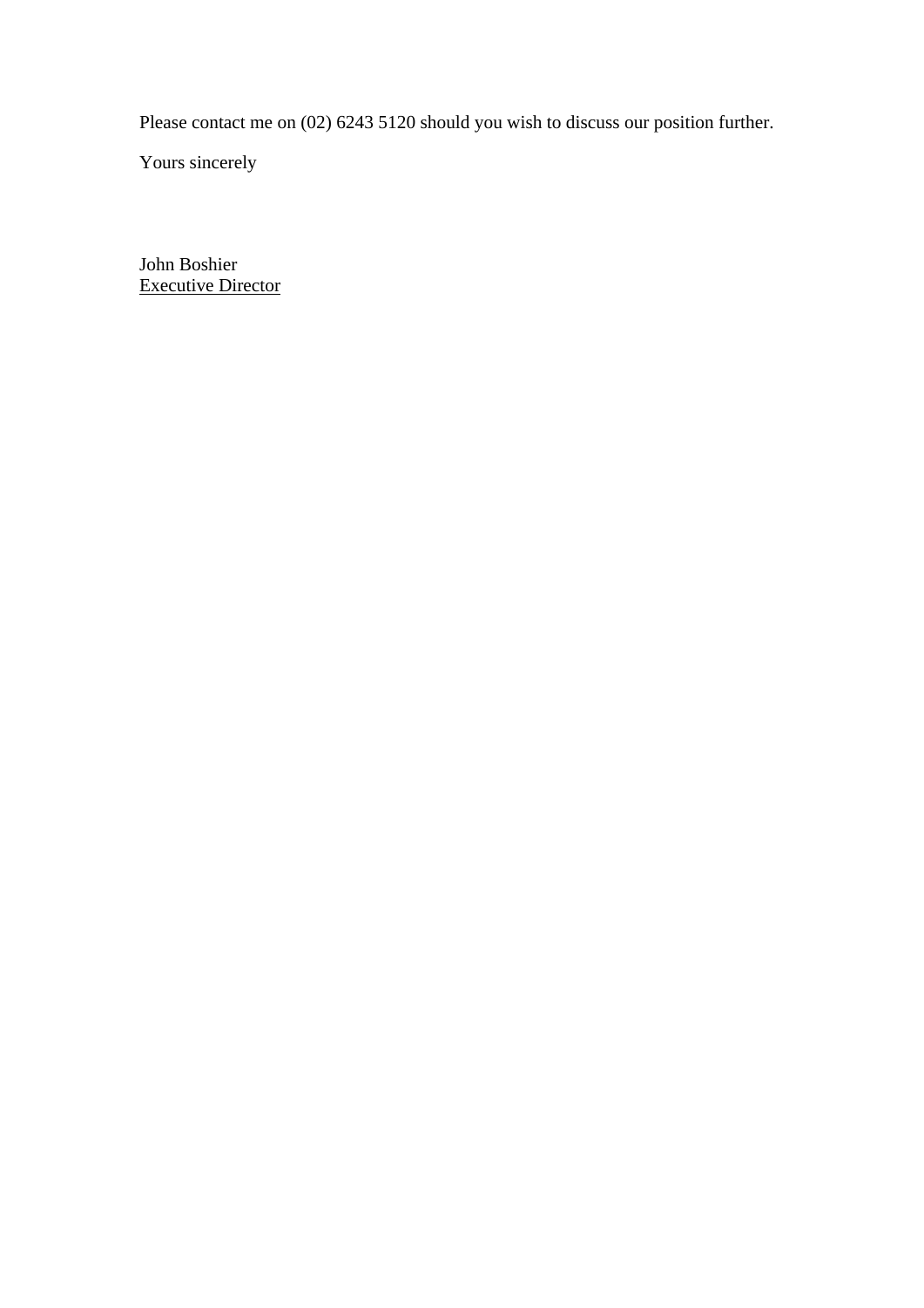Please contact me on (02) 6243 5120 should you wish to discuss our position further.

Yours sincerely

John Boshier
Executive Director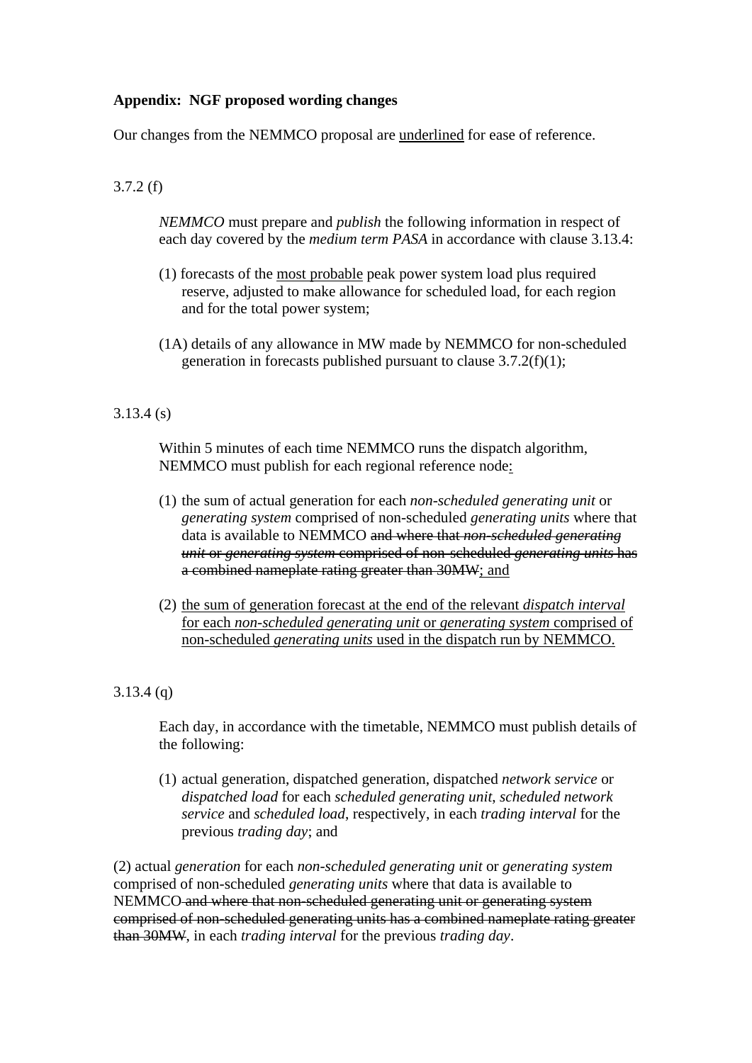**Appendix: NGF proposed wording changes**

Our changes from the NEMMCO proposal are <u>underlined</u> for ease of reference.

3.7.2 (f)

> *NEMMCO* must prepare and *publish* the following information in respect of each day covered by the *medium term PASA* in accordance with clause 3.13.4:
>
> (1) forecasts of the <u>most probable</u> peak power system load plus required reserve, adjusted to make allowance for scheduled load, for each region and for the total power system;
>
> (1A) details of any allowance in MW made by NEMMCO for non-scheduled generation in forecasts published pursuant to clause 3.7.2(f)(1);

3.13.4 (s)

> Within 5 minutes of each time NEMMCO runs the dispatch algorithm, NEMMCO must publish for each regional reference node<u>:</u>
>
> (1) the sum of actual generation for each *non-scheduled generating unit* or *generating system* comprised of non-scheduled *generating units* where that data is available to NEMMCO ~~and where that *non-scheduled generating unit* or *generating system* comprised of non-scheduled *generating units* has a combined nameplate rating greater than 30MW~~<u>; and</u>
>
> (2) <u>the sum of generation forecast at the end of the relevant *dispatch interval* for each *non-scheduled generating unit* or *generating system* comprised of non-scheduled *generating units* used in the dispatch run by NEMMCO.</u>

3.13.4 (q)

> Each day, in accordance with the timetable, NEMMCO must publish details of the following:
>
> (1) actual generation, dispatched generation, dispatched *network service* or *dispatched load* for each *scheduled generating unit*, *scheduled network service* and *scheduled load*, respectively, in each *trading interval* for the previous *trading day*; and

(2) actual *generation* for each *non-scheduled generating unit* or *generating system* comprised of non-scheduled *generating units* where that data is available to NEMMCO ~~and where that non-scheduled generating unit or generating system comprised of non-scheduled generating units has a combined nameplate rating greater than 30MW~~, in each *trading interval* for the previous *trading day*.